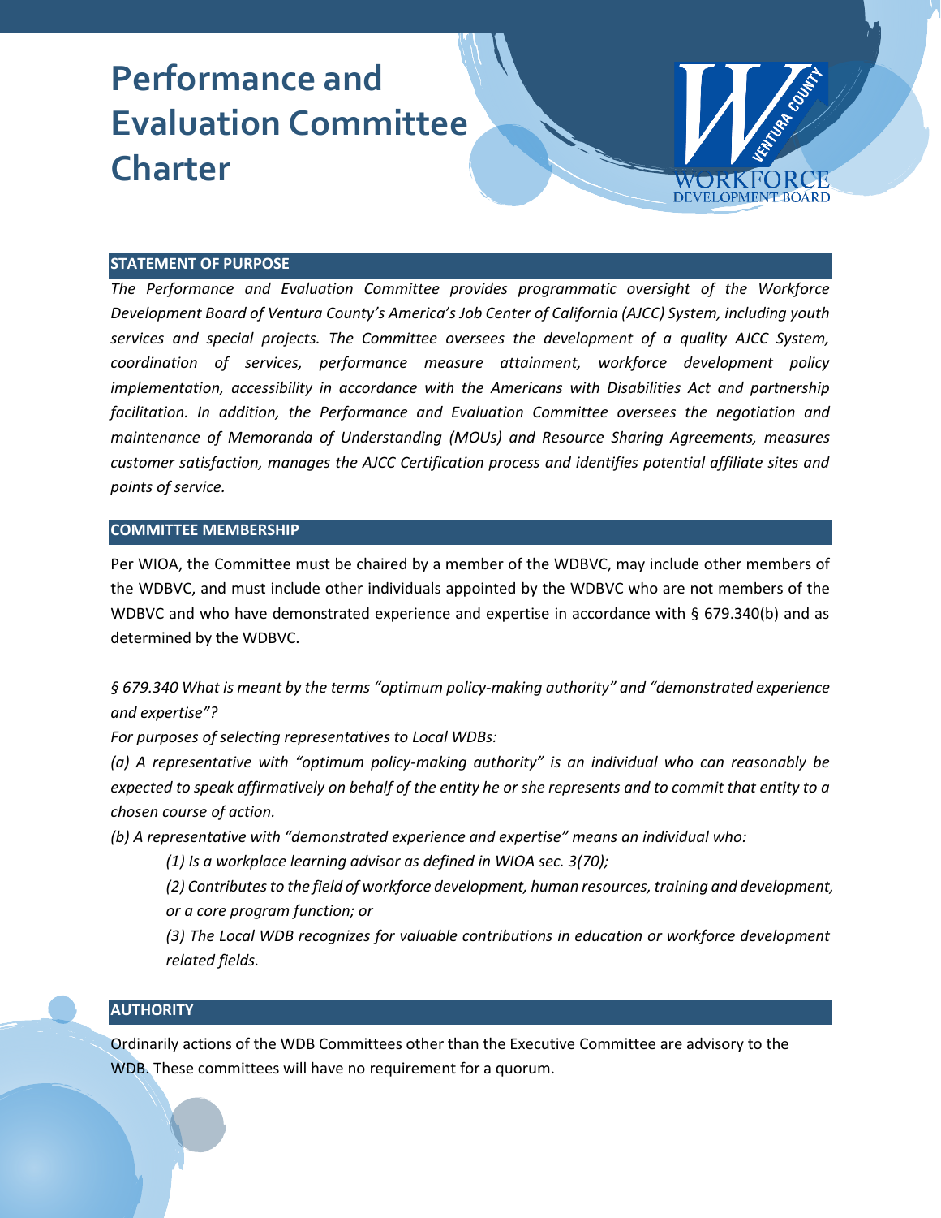# Performance and Evaluation Committee Charter

## STATEMENT OF PURPOSE

*The Performance and Evaluation Committee provides programmatic oversight of the Workforce Development Board of Ventura County's America's Job Center of California (AJCC) System, including youth services and special projects. The Committee oversees the development of a quality AJCC System, coordination of services, performance measure attainment, workforce development policy implementation, accessibility in accordance with the Americans with Disabilities Act and partnership facilitation. In addition, the Performance and Evaluation Committee oversees the negotiation and maintenance of Memoranda of Understanding (MOUs) and Resource Sharing Agreements, measures customer satisfaction, manages the AJCC Certification process and identifies potential affiliate sites and points of service.*

## COMMITTEE MEMBERSHIP

Per WIOA, the Committee must be chaired by a member of the WDBVC, may include other members of the WDBVC, and must include other individuals appointed by the WDBVC who are not members of the WDBVC and who have demonstrated experience and expertise in accordance with § 679.340(b) and as determined by the WDBVC.

*§ 679.340 What is meant by the terms "optimum policy-making authority" and "demonstrated experience and expertise"?*

*For purposes of selecting representatives to Local WDBs:*

*(a) A representative with "optimum policy-making authority" is an individual who can reasonably be expected to speak affirmatively on behalf of the entity he or she represents and to commit that entity to a chosen course of action.*

*(b) A representative with "demonstrated experience and expertise" means an individual who:*

> *(1) Is a workplace learning advisor as defined in WIOA sec. 3(70);*
>
> *(2) Contributes to the field of workforce development, human resources, training and development, or a core program function; or*
>
> *(3) The Local WDB recognizes for valuable contributions in education or workforce development related fields.*

## AUTHORITY

Ordinarily actions of the WDB Committees other than the Executive Committee are advisory to the WDB. These committees will have no requirement for a quorum.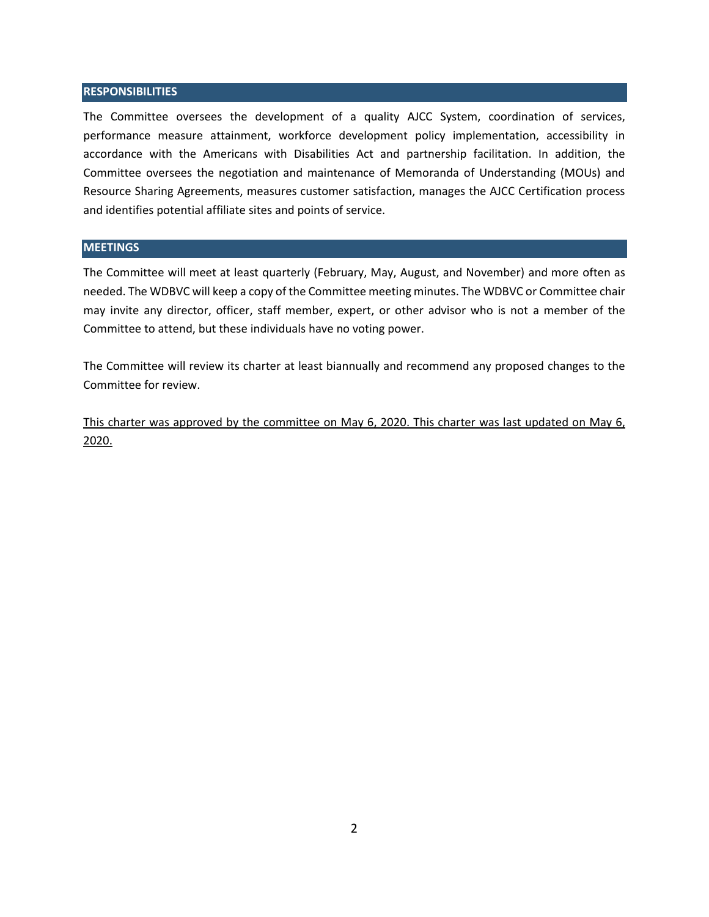## RESPONSIBILITIES

The Committee oversees the development of a quality AJCC System, coordination of services, performance measure attainment, workforce development policy implementation, accessibility in accordance with the Americans with Disabilities Act and partnership facilitation. In addition, the Committee oversees the negotiation and maintenance of Memoranda of Understanding (MOUs) and Resource Sharing Agreements, measures customer satisfaction, manages the AJCC Certification process and identifies potential affiliate sites and points of service.

## MEETINGS

The Committee will meet at least quarterly (February, May, August, and November) and more often as needed. The WDBVC will keep a copy of the Committee meeting minutes. The WDBVC or Committee chair may invite any director, officer, staff member, expert, or other advisor who is not a member of the Committee to attend, but these individuals have no voting power.

The Committee will review its charter at least biannually and recommend any proposed changes to the Committee for review.

<u>This charter was approved by the committee on May 6, 2020. This charter was last updated on May 6, 2020.</u>